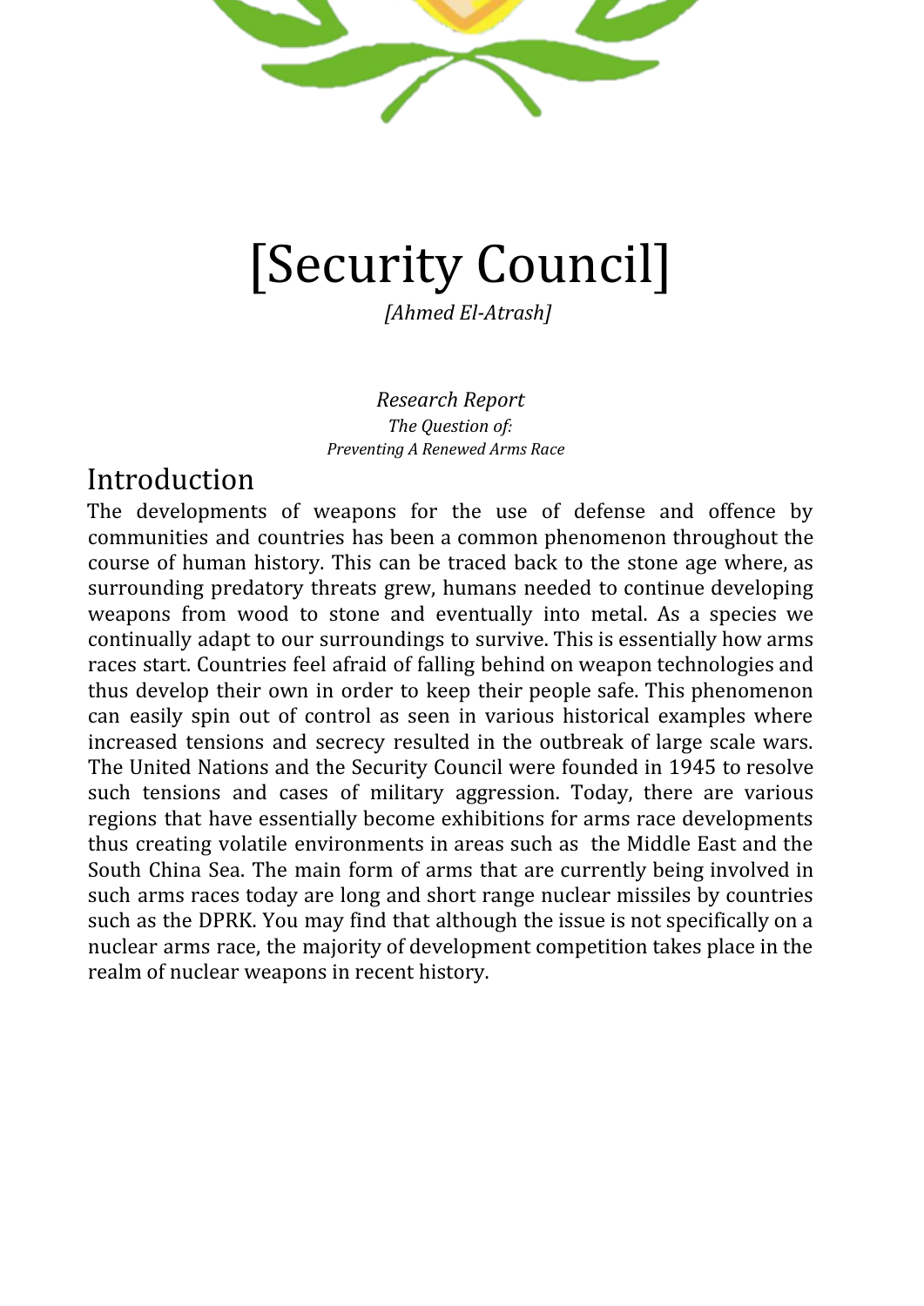# [Security Council]

*[Ahmed El-Atrash]*

*Research Report*

*The Question of:*

*Preventing A Renewed Arms Race*

## Introduction

The developments of weapons for the use of defense and offence by communities and countries has been a common phenomenon throughout the course of human history. This can be traced back to the stone age where, as surrounding predatory threats grew, humans needed to continue developing weapons from wood to stone and eventually into metal. As a species we continually adapt to our surroundings to survive. This is essentially how arms races start. Countries feel afraid of falling behind on weapon technologies and thus develop their own in order to keep their people safe. This phenomenon can easily spin out of control as seen in various historical examples where increased tensions and secrecy resulted in the outbreak of large scale wars. The United Nations and the Security Council were founded in 1945 to resolve such tensions and cases of military aggression. Today, there are various regions that have essentially become exhibitions for arms race developments thus creating volatile environments in areas such as the Middle East and the South China Sea. The main form of arms that are currently being involved in such arms races today are long and short range nuclear missiles by countries such as the DPRK. You may find that although the issue is not specifically on a nuclear arms race, the majority of development competition takes place in the realm of nuclear weapons in recent history.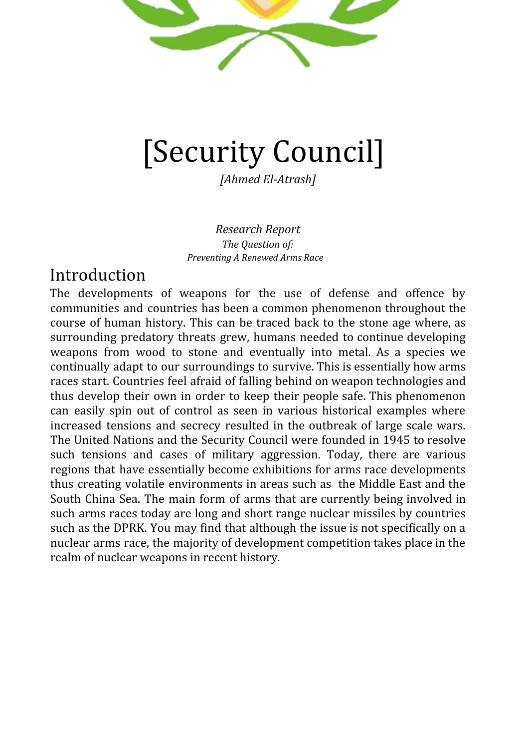# [Security Council]

*[Ahmed El-Atrash]*

*Research Report*
*The Question of:*
*Preventing A Renewed Arms Race*

## Introduction

The developments of weapons for the use of defense and offence by communities and countries has been a common phenomenon throughout the course of human history. This can be traced back to the stone age where, as surrounding predatory threats grew, humans needed to continue developing weapons from wood to stone and eventually into metal. As a species we continually adapt to our surroundings to survive. This is essentially how arms races start. Countries feel afraid of falling behind on weapon technologies and thus develop their own in order to keep their people safe. This phenomenon can easily spin out of control as seen in various historical examples where increased tensions and secrecy resulted in the outbreak of large scale wars. The United Nations and the Security Council were founded in 1945 to resolve such tensions and cases of military aggression. Today, there are various regions that have essentially become exhibitions for arms race developments thus creating volatile environments in areas such as the Middle East and the South China Sea. The main form of arms that are currently being involved in such arms races today are long and short range nuclear missiles by countries such as the DPRK. You may find that although the issue is not specifically on a nuclear arms race, the majority of development competition takes place in the realm of nuclear weapons in recent history.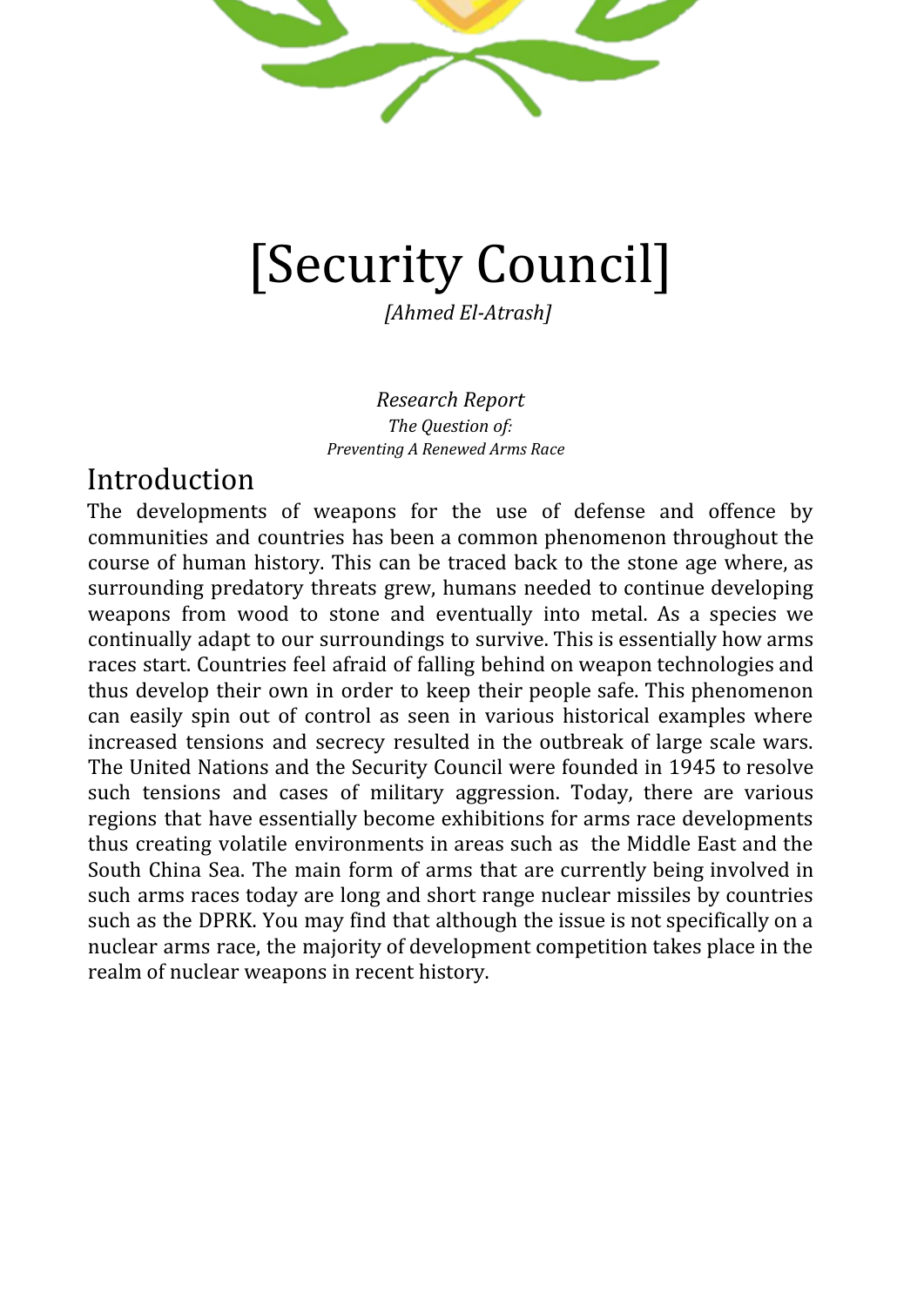# [Security Council]

*[Ahmed El-Atrash]*

*Research Report*

*The Question of:*

*Preventing A Renewed Arms Race*

## Introduction

The developments of weapons for the use of defense and offence by communities and countries has been a common phenomenon throughout the course of human history. This can be traced back to the stone age where, as surrounding predatory threats grew, humans needed to continue developing weapons from wood to stone and eventually into metal. As a species we continually adapt to our surroundings to survive. This is essentially how arms races start. Countries feel afraid of falling behind on weapon technologies and thus develop their own in order to keep their people safe. This phenomenon can easily spin out of control as seen in various historical examples where increased tensions and secrecy resulted in the outbreak of large scale wars. The United Nations and the Security Council were founded in 1945 to resolve such tensions and cases of military aggression. Today, there are various regions that have essentially become exhibitions for arms race developments thus creating volatile environments in areas such as the Middle East and the South China Sea. The main form of arms that are currently being involved in such arms races today are long and short range nuclear missiles by countries such as the DPRK. You may find that although the issue is not specifically on a nuclear arms race, the majority of development competition takes place in the realm of nuclear weapons in recent history.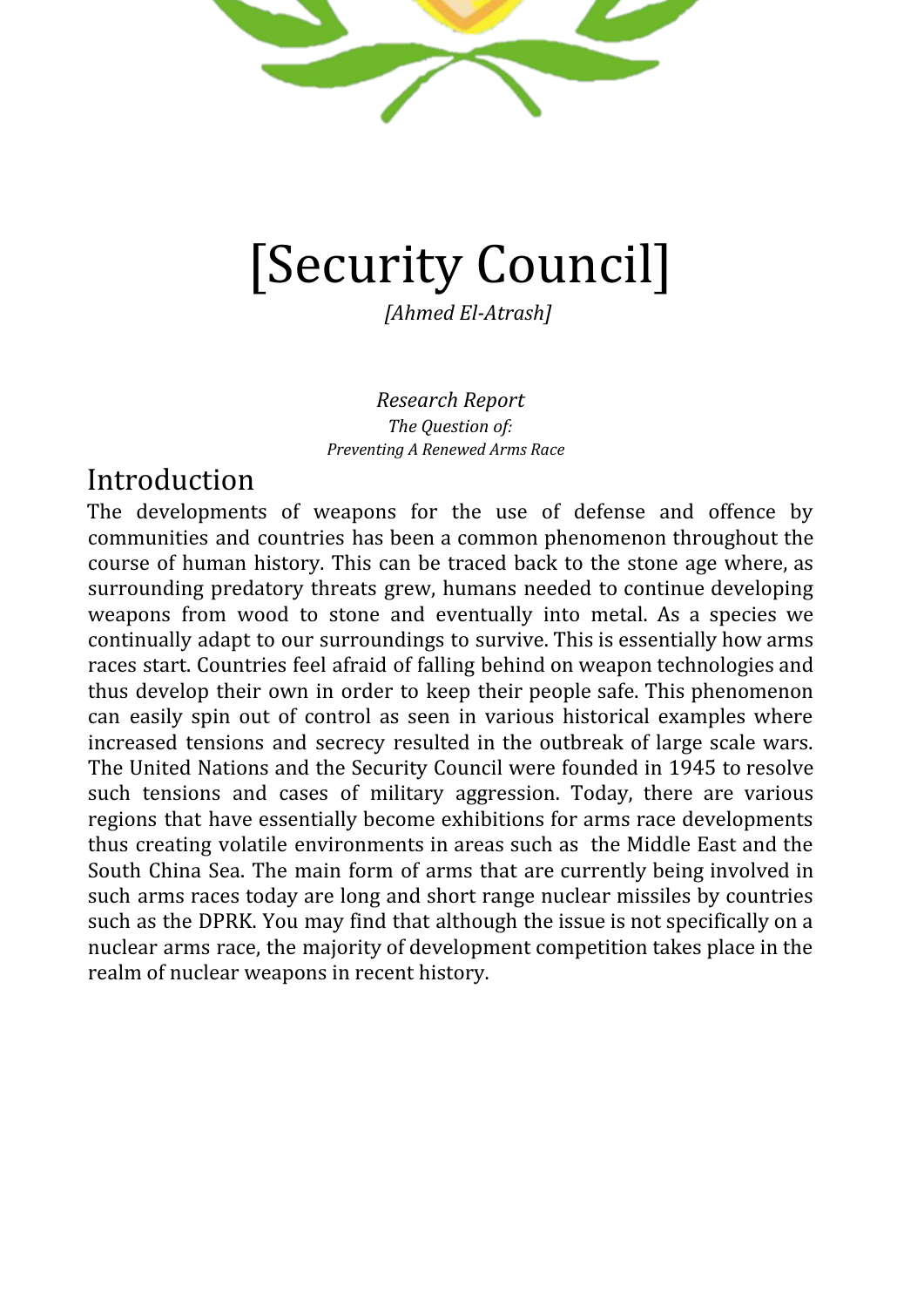# [Security Council]

*[Ahmed El-Atrash]*

*Research Report*

*The Question of:*

*Preventing A Renewed Arms Race*

## Introduction

The developments of weapons for the use of defense and offence by communities and countries has been a common phenomenon throughout the course of human history. This can be traced back to the stone age where, as surrounding predatory threats grew, humans needed to continue developing weapons from wood to stone and eventually into metal. As a species we continually adapt to our surroundings to survive. This is essentially how arms races start. Countries feel afraid of falling behind on weapon technologies and thus develop their own in order to keep their people safe. This phenomenon can easily spin out of control as seen in various historical examples where increased tensions and secrecy resulted in the outbreak of large scale wars. The United Nations and the Security Council were founded in 1945 to resolve such tensions and cases of military aggression. Today, there are various regions that have essentially become exhibitions for arms race developments thus creating volatile environments in areas such as the Middle East and the South China Sea. The main form of arms that are currently being involved in such arms races today are long and short range nuclear missiles by countries such as the DPRK. You may find that although the issue is not specifically on a nuclear arms race, the majority of development competition takes place in the realm of nuclear weapons in recent history.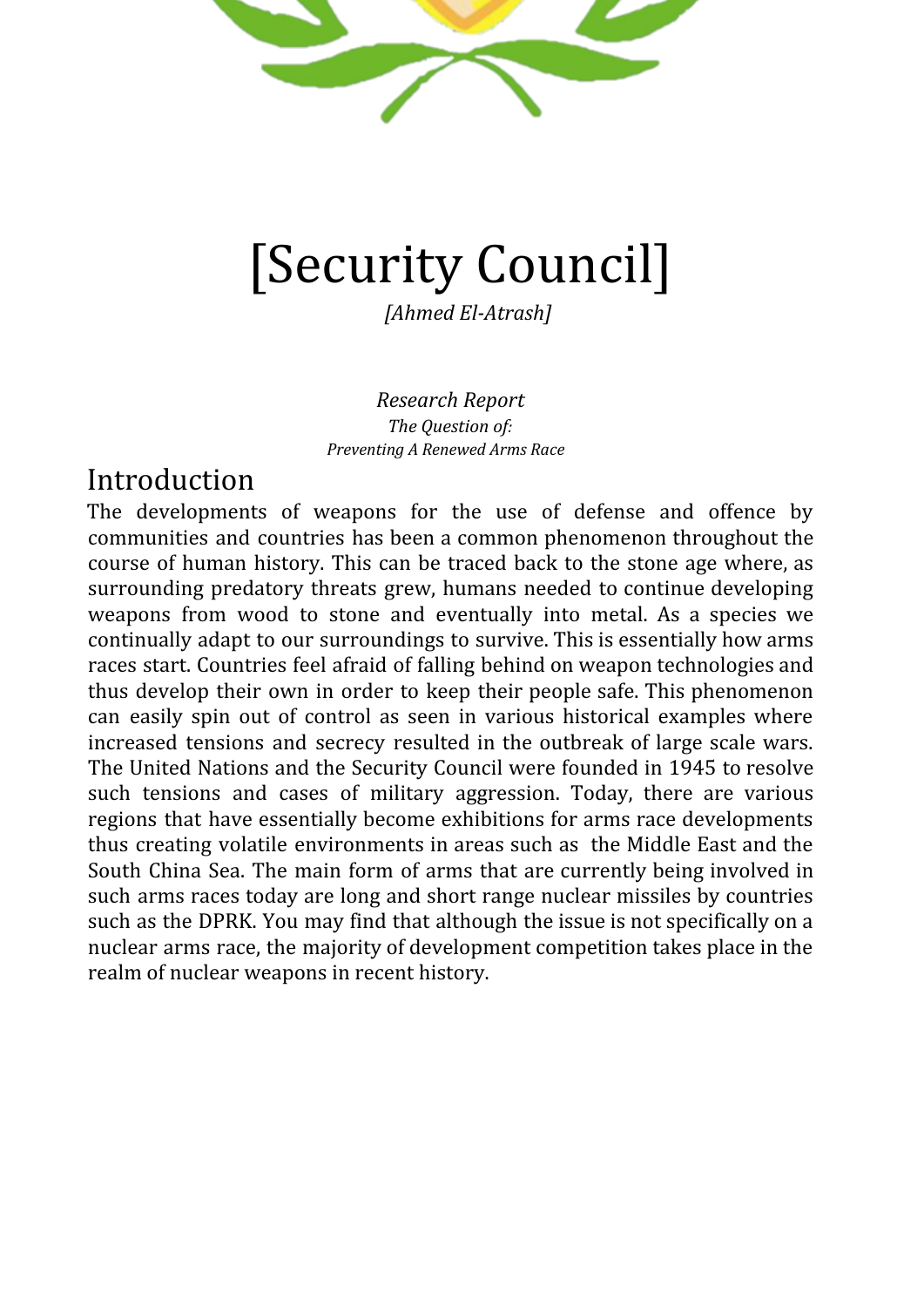# [Security Council]

*[Ahmed El-Atrash]*

*Research Report*
*The Question of:*
*Preventing A Renewed Arms Race*

## Introduction

The developments of weapons for the use of defense and offence by communities and countries has been a common phenomenon throughout the course of human history. This can be traced back to the stone age where, as surrounding predatory threats grew, humans needed to continue developing weapons from wood to stone and eventually into metal. As a species we continually adapt to our surroundings to survive. This is essentially how arms races start. Countries feel afraid of falling behind on weapon technologies and thus develop their own in order to keep their people safe. This phenomenon can easily spin out of control as seen in various historical examples where increased tensions and secrecy resulted in the outbreak of large scale wars. The United Nations and the Security Council were founded in 1945 to resolve such tensions and cases of military aggression. Today, there are various regions that have essentially become exhibitions for arms race developments thus creating volatile environments in areas such as the Middle East and the South China Sea. The main form of arms that are currently being involved in such arms races today are long and short range nuclear missiles by countries such as the DPRK. You may find that although the issue is not specifically on a nuclear arms race, the majority of development competition takes place in the realm of nuclear weapons in recent history.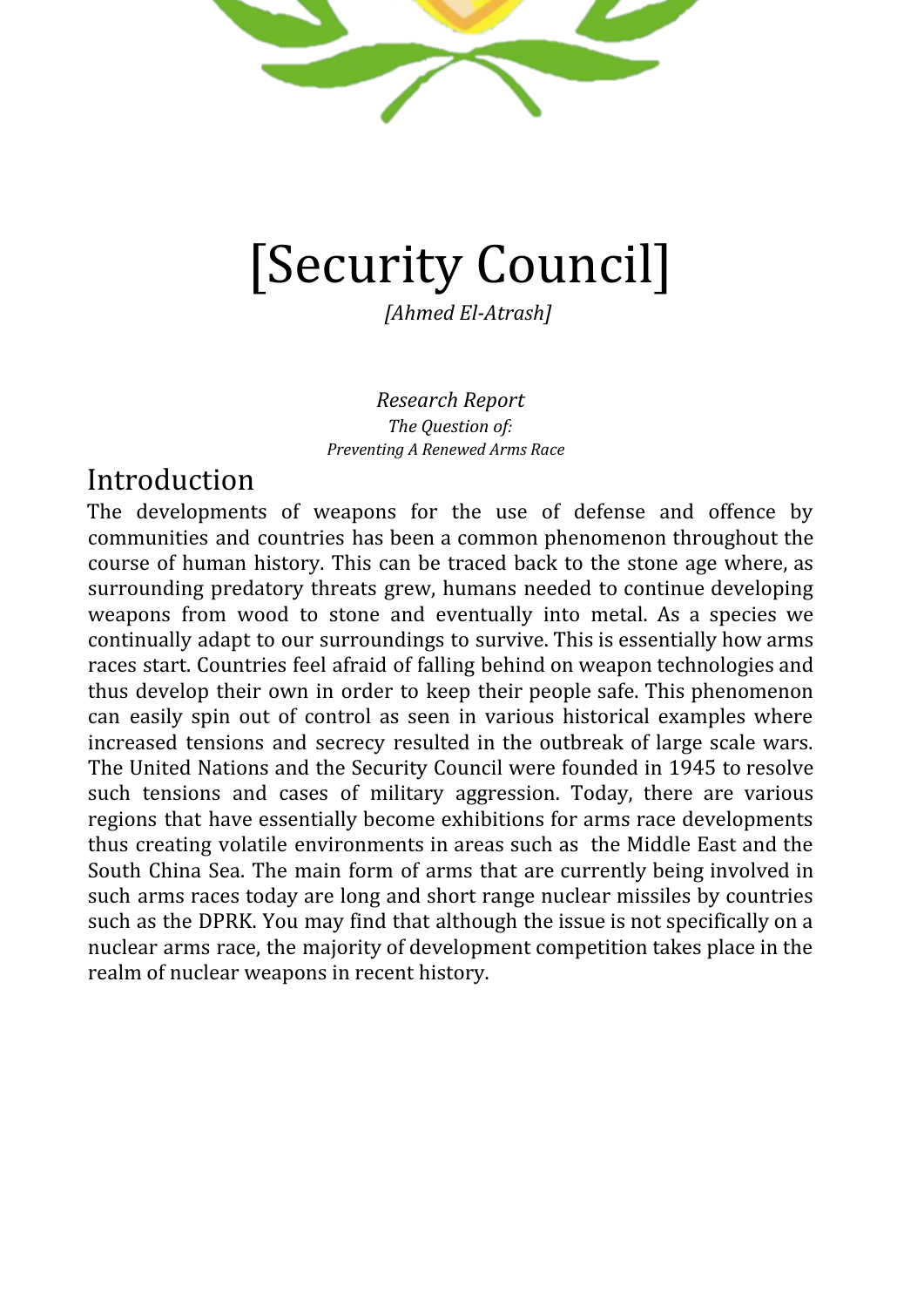# [Security Council]

*[Ahmed El-Atrash]*

*Research Report*

*The Question of:*

*Preventing A Renewed Arms Race*

## Introduction

The developments of weapons for the use of defense and offence by communities and countries has been a common phenomenon throughout the course of human history. This can be traced back to the stone age where, as surrounding predatory threats grew, humans needed to continue developing weapons from wood to stone and eventually into metal. As a species we continually adapt to our surroundings to survive. This is essentially how arms races start. Countries feel afraid of falling behind on weapon technologies and thus develop their own in order to keep their people safe. This phenomenon can easily spin out of control as seen in various historical examples where increased tensions and secrecy resulted in the outbreak of large scale wars. The United Nations and the Security Council were founded in 1945 to resolve such tensions and cases of military aggression. Today, there are various regions that have essentially become exhibitions for arms race developments thus creating volatile environments in areas such as the Middle East and the South China Sea. The main form of arms that are currently being involved in such arms races today are long and short range nuclear missiles by countries such as the DPRK. You may find that although the issue is not specifically on a nuclear arms race, the majority of development competition takes place in the realm of nuclear weapons in recent history.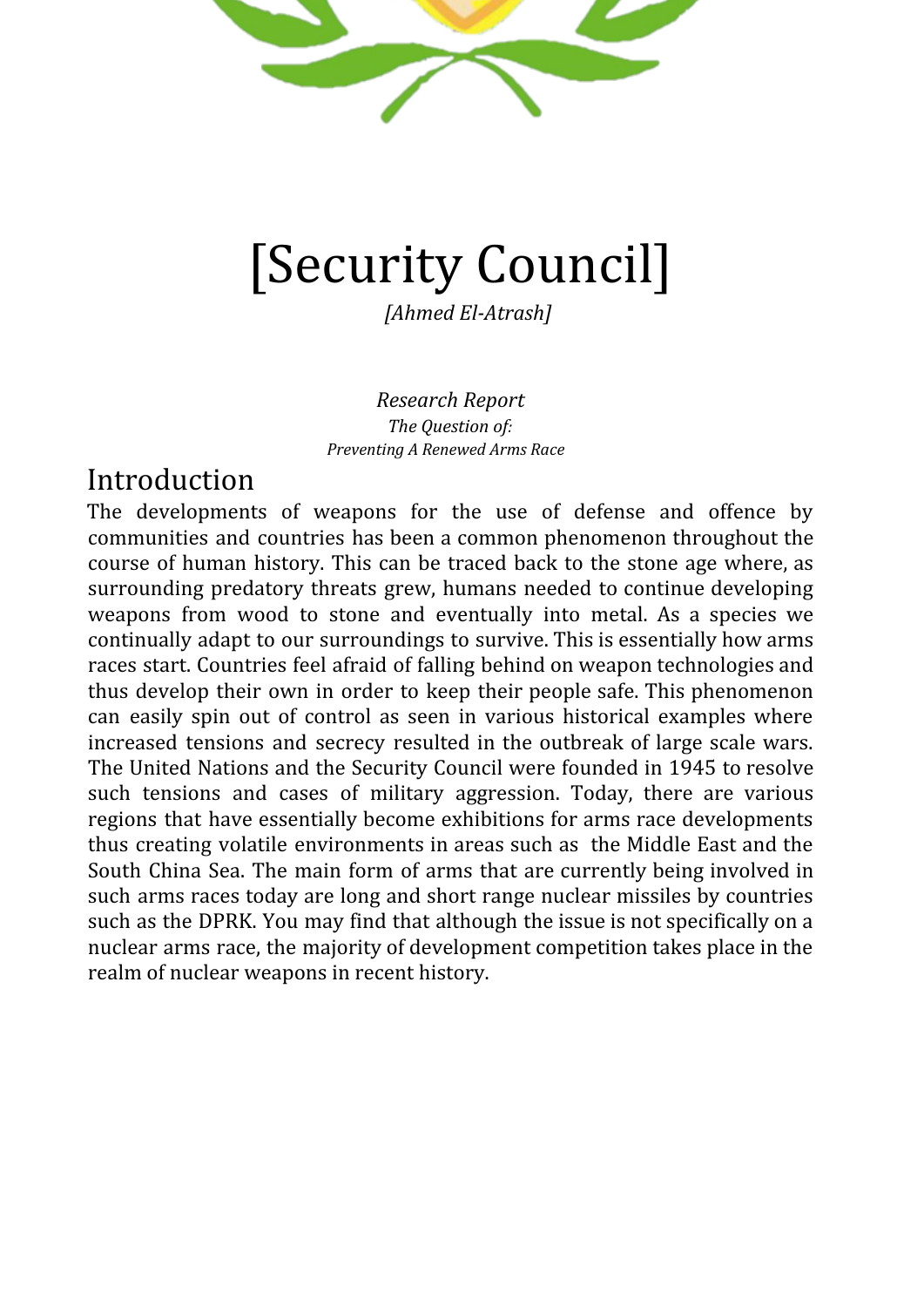# [Security Council]

*[Ahmed El-Atrash]*

*Research Report*
*The Question of:*
*Preventing A Renewed Arms Race*

## Introduction

The developments of weapons for the use of defense and offence by communities and countries has been a common phenomenon throughout the course of human history. This can be traced back to the stone age where, as surrounding predatory threats grew, humans needed to continue developing weapons from wood to stone and eventually into metal. As a species we continually adapt to our surroundings to survive. This is essentially how arms races start. Countries feel afraid of falling behind on weapon technologies and thus develop their own in order to keep their people safe. This phenomenon can easily spin out of control as seen in various historical examples where increased tensions and secrecy resulted in the outbreak of large scale wars. The United Nations and the Security Council were founded in 1945 to resolve such tensions and cases of military aggression. Today, there are various regions that have essentially become exhibitions for arms race developments thus creating volatile environments in areas such as the Middle East and the South China Sea. The main form of arms that are currently being involved in such arms races today are long and short range nuclear missiles by countries such as the DPRK. You may find that although the issue is not specifically on a nuclear arms race, the majority of development competition takes place in the realm of nuclear weapons in recent history.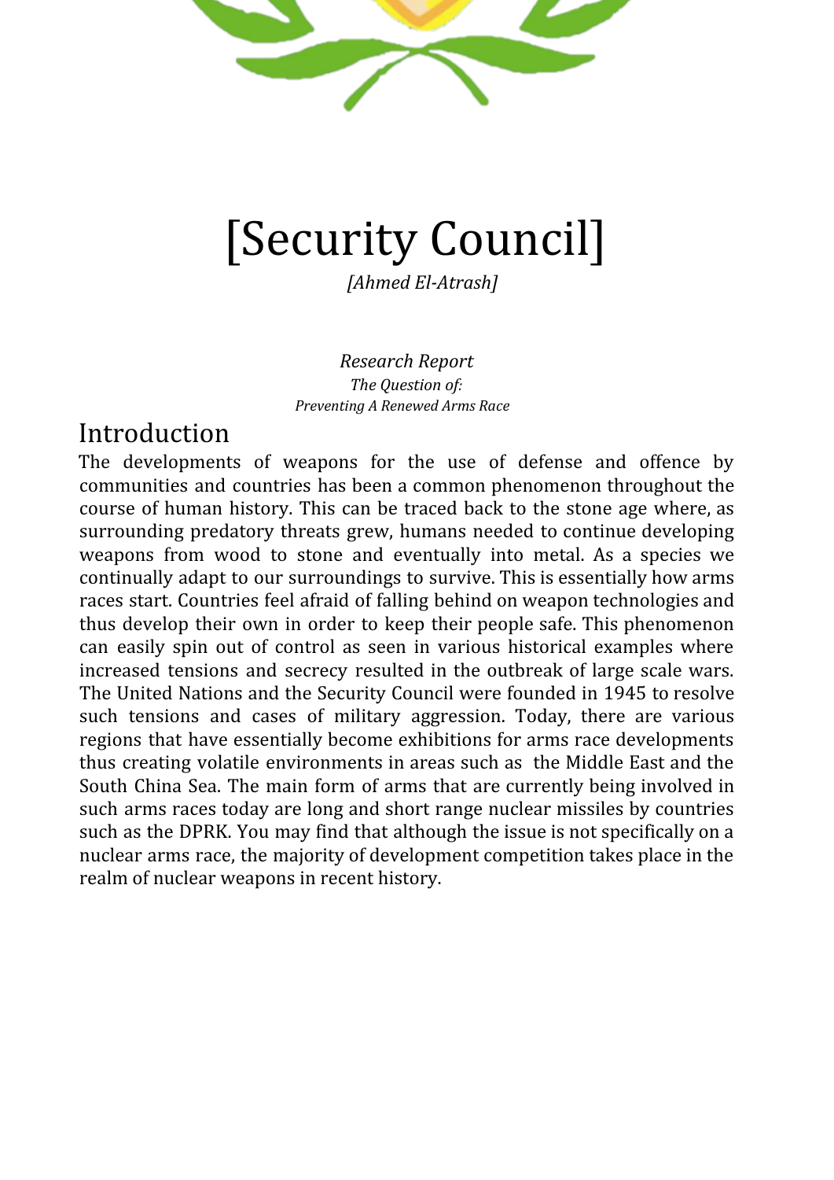# [Security Council]

*[Ahmed El-Atrash]*

*Research Report*
*The Question of:*
*Preventing A Renewed Arms Race*

## Introduction

The developments of weapons for the use of defense and offence by communities and countries has been a common phenomenon throughout the course of human history. This can be traced back to the stone age where, as surrounding predatory threats grew, humans needed to continue developing weapons from wood to stone and eventually into metal. As a species we continually adapt to our surroundings to survive. This is essentially how arms races start. Countries feel afraid of falling behind on weapon technologies and thus develop their own in order to keep their people safe. This phenomenon can easily spin out of control as seen in various historical examples where increased tensions and secrecy resulted in the outbreak of large scale wars. The United Nations and the Security Council were founded in 1945 to resolve such tensions and cases of military aggression. Today, there are various regions that have essentially become exhibitions for arms race developments thus creating volatile environments in areas such as  the Middle East and the South China Sea. The main form of arms that are currently being involved in such arms races today are long and short range nuclear missiles by countries such as the DPRK. You may find that although the issue is not specifically on a nuclear arms race, the majority of development competition takes place in the realm of nuclear weapons in recent history.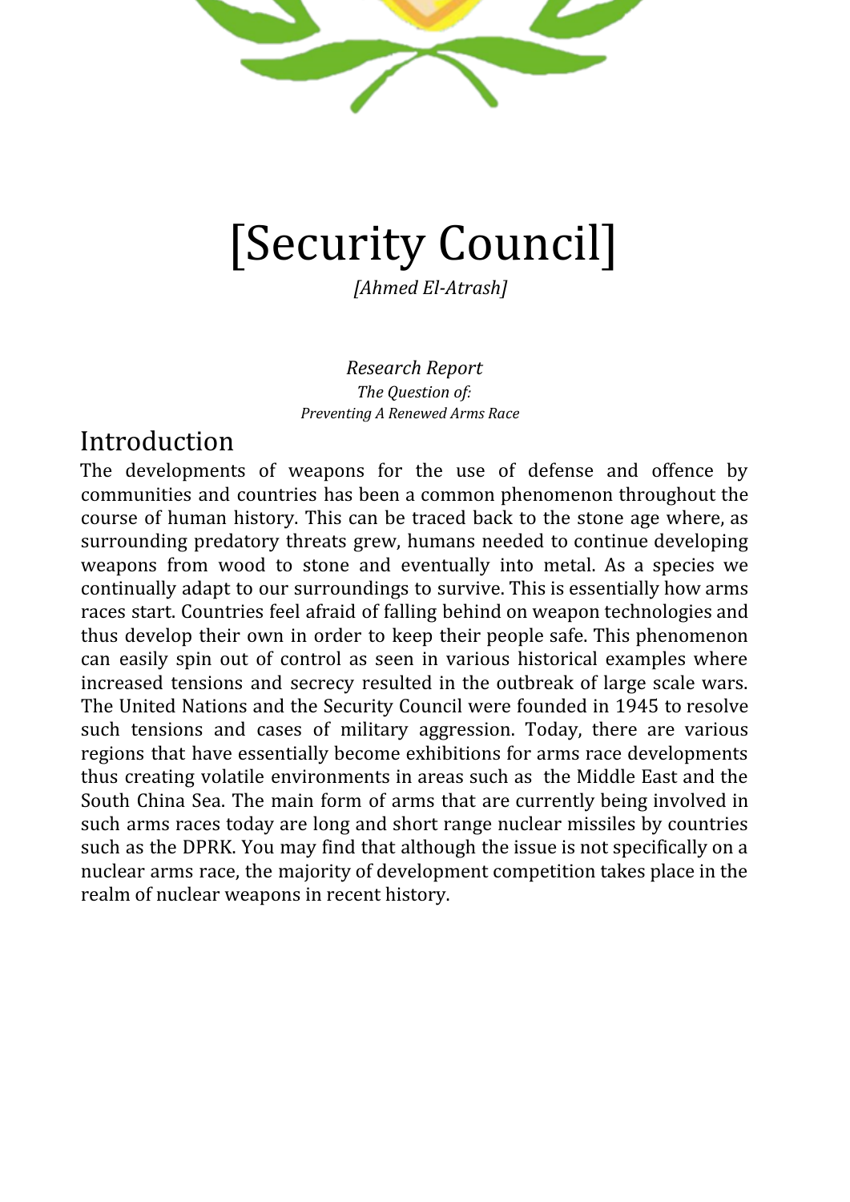# [Security Council]

*[Ahmed El-Atrash]*

*Research Report*
*The Question of:*
*Preventing A Renewed Arms Race*

## Introduction

The developments of weapons for the use of defense and offence by communities and countries has been a common phenomenon throughout the course of human history. This can be traced back to the stone age where, as surrounding predatory threats grew, humans needed to continue developing weapons from wood to stone and eventually into metal. As a species we continually adapt to our surroundings to survive. This is essentially how arms races start. Countries feel afraid of falling behind on weapon technologies and thus develop their own in order to keep their people safe. This phenomenon can easily spin out of control as seen in various historical examples where increased tensions and secrecy resulted in the outbreak of large scale wars. The United Nations and the Security Council were founded in 1945 to resolve such tensions and cases of military aggression. Today, there are various regions that have essentially become exhibitions for arms race developments thus creating volatile environments in areas such as the Middle East and the South China Sea. The main form of arms that are currently being involved in such arms races today are long and short range nuclear missiles by countries such as the DPRK. You may find that although the issue is not specifically on a nuclear arms race, the majority of development competition takes place in the realm of nuclear weapons in recent history.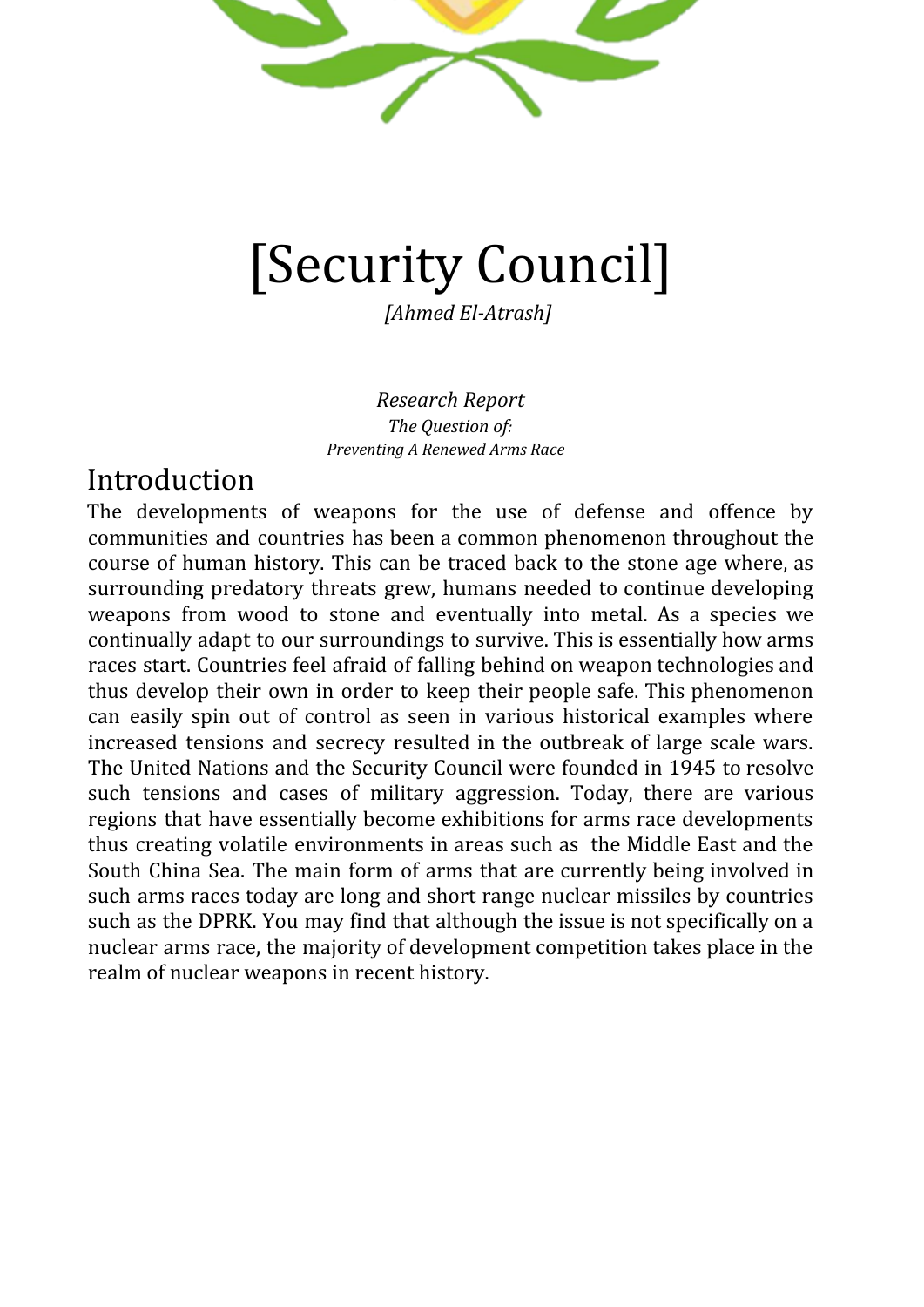# [Security Council]

*[Ahmed El-Atrash]*

*Research Report*
*The Question of:*
*Preventing A Renewed Arms Race*

## Introduction

The developments of weapons for the use of defense and offence by communities and countries has been a common phenomenon throughout the course of human history. This can be traced back to the stone age where, as surrounding predatory threats grew, humans needed to continue developing weapons from wood to stone and eventually into metal. As a species we continually adapt to our surroundings to survive. This is essentially how arms races start. Countries feel afraid of falling behind on weapon technologies and thus develop their own in order to keep their people safe. This phenomenon can easily spin out of control as seen in various historical examples where increased tensions and secrecy resulted in the outbreak of large scale wars. The United Nations and the Security Council were founded in 1945 to resolve such tensions and cases of military aggression. Today, there are various regions that have essentially become exhibitions for arms race developments thus creating volatile environments in areas such as the Middle East and the South China Sea. The main form of arms that are currently being involved in such arms races today are long and short range nuclear missiles by countries such as the DPRK. You may find that although the issue is not specifically on a nuclear arms race, the majority of development competition takes place in the realm of nuclear weapons in recent history.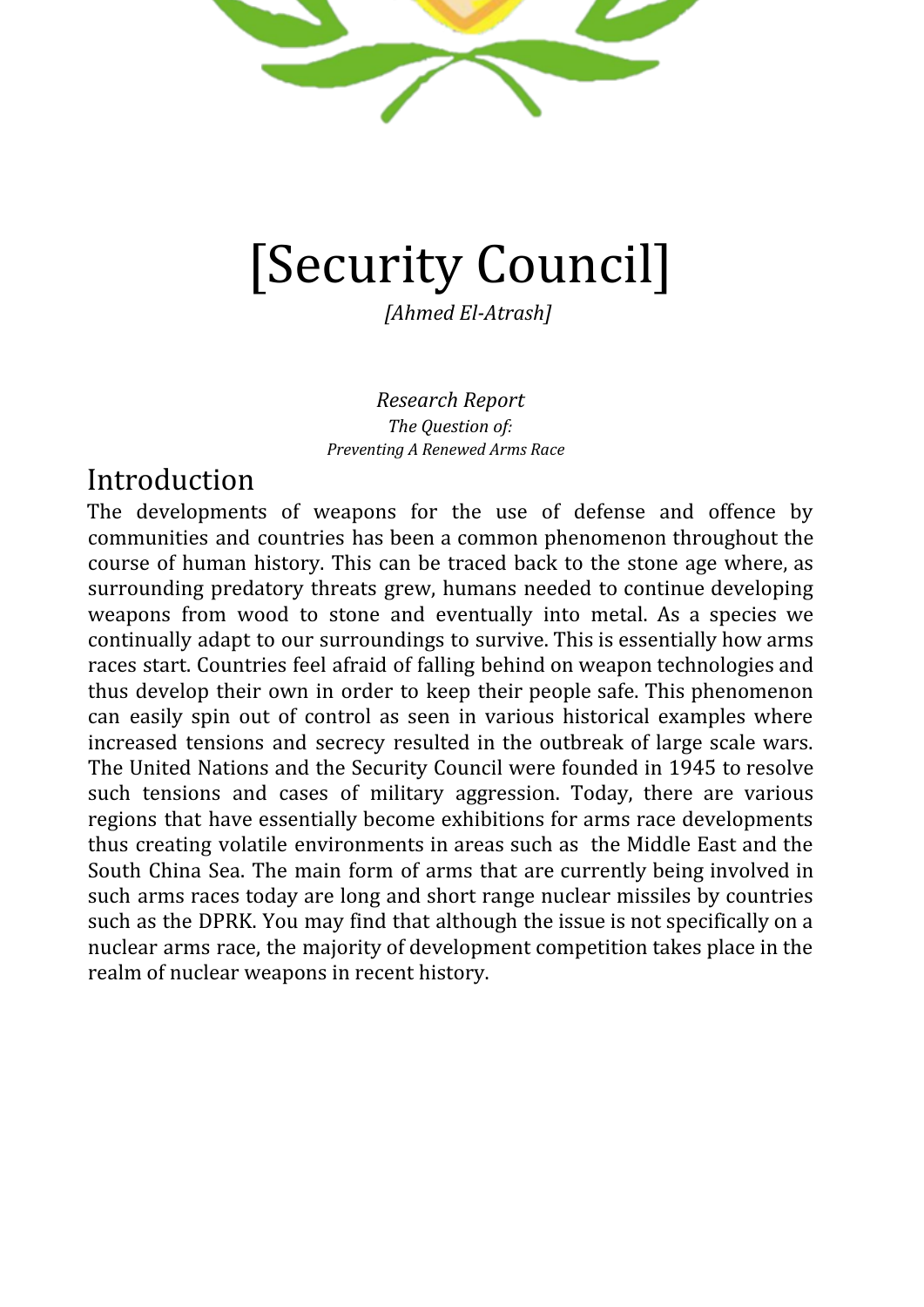# [Security Council]

*[Ahmed El-Atrash]*

*Research Report*

*The Question of:*

*Preventing A Renewed Arms Race*

## Introduction

The developments of weapons for the use of defense and offence by communities and countries has been a common phenomenon throughout the course of human history. This can be traced back to the stone age where, as surrounding predatory threats grew, humans needed to continue developing weapons from wood to stone and eventually into metal. As a species we continually adapt to our surroundings to survive. This is essentially how arms races start. Countries feel afraid of falling behind on weapon technologies and thus develop their own in order to keep their people safe. This phenomenon can easily spin out of control as seen in various historical examples where increased tensions and secrecy resulted in the outbreak of large scale wars. The United Nations and the Security Council were founded in 1945 to resolve such tensions and cases of military aggression. Today, there are various regions that have essentially become exhibitions for arms race developments thus creating volatile environments in areas such as the Middle East and the South China Sea. The main form of arms that are currently being involved in such arms races today are long and short range nuclear missiles by countries such as the DPRK. You may find that although the issue is not specifically on a nuclear arms race, the majority of development competition takes place in the realm of nuclear weapons in recent history.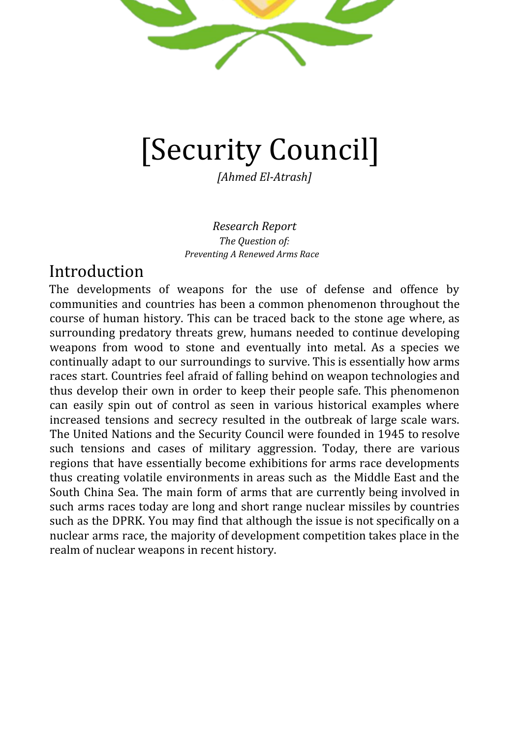# [Security Council]

*[Ahmed El-Atrash]*

*Research Report*

*The Question of:*

*Preventing A Renewed Arms Race*

## Introduction

The developments of weapons for the use of defense and offence by communities and countries has been a common phenomenon throughout the course of human history. This can be traced back to the stone age where, as surrounding predatory threats grew, humans needed to continue developing weapons from wood to stone and eventually into metal. As a species we continually adapt to our surroundings to survive. This is essentially how arms races start. Countries feel afraid of falling behind on weapon technologies and thus develop their own in order to keep their people safe. This phenomenon can easily spin out of control as seen in various historical examples where increased tensions and secrecy resulted in the outbreak of large scale wars. The United Nations and the Security Council were founded in 1945 to resolve such tensions and cases of military aggression. Today, there are various regions that have essentially become exhibitions for arms race developments thus creating volatile environments in areas such as the Middle East and the South China Sea. The main form of arms that are currently being involved in such arms races today are long and short range nuclear missiles by countries such as the DPRK. You may find that although the issue is not specifically on a nuclear arms race, the majority of development competition takes place in the realm of nuclear weapons in recent history.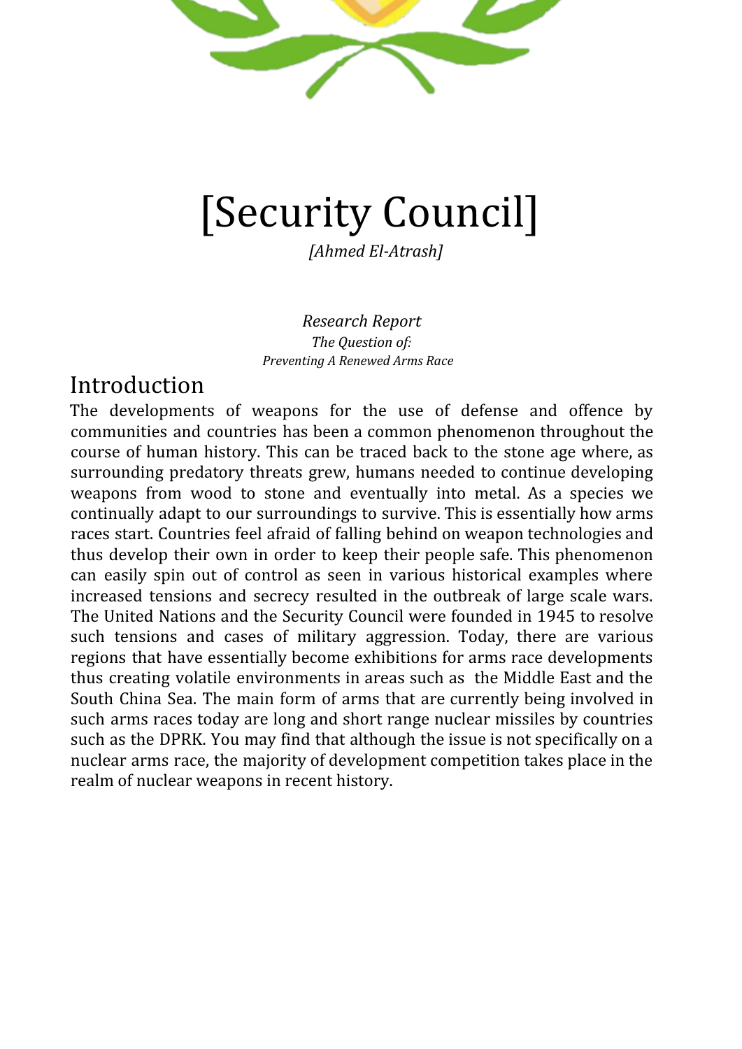# [Security Council]

*[Ahmed El-Atrash]*

*Research Report*

*The Question of:*

*Preventing A Renewed Arms Race*

## Introduction

The developments of weapons for the use of defense and offence by communities and countries has been a common phenomenon throughout the course of human history. This can be traced back to the stone age where, as surrounding predatory threats grew, humans needed to continue developing weapons from wood to stone and eventually into metal. As a species we continually adapt to our surroundings to survive. This is essentially how arms races start. Countries feel afraid of falling behind on weapon technologies and thus develop their own in order to keep their people safe. This phenomenon can easily spin out of control as seen in various historical examples where increased tensions and secrecy resulted in the outbreak of large scale wars. The United Nations and the Security Council were founded in 1945 to resolve such tensions and cases of military aggression. Today, there are various regions that have essentially become exhibitions for arms race developments thus creating volatile environments in areas such as the Middle East and the South China Sea. The main form of arms that are currently being involved in such arms races today are long and short range nuclear missiles by countries such as the DPRK. You may find that although the issue is not specifically on a nuclear arms race, the majority of development competition takes place in the realm of nuclear weapons in recent history.